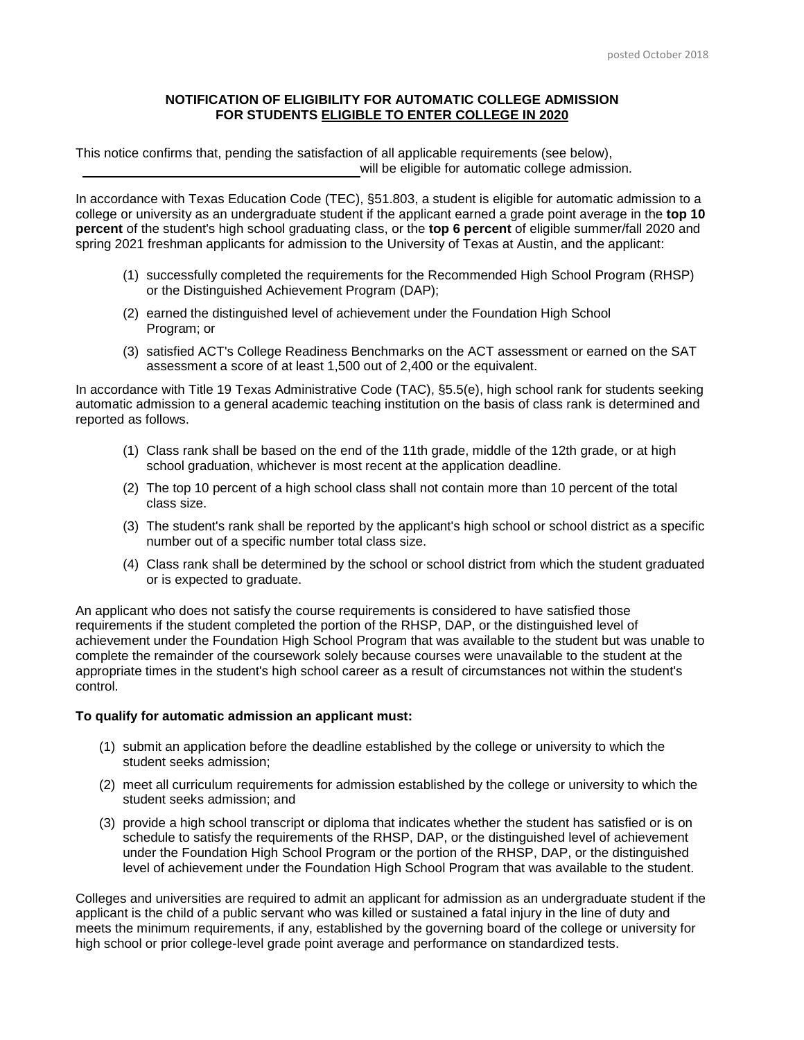posted October 2018

**NOTIFICATION OF ELIGIBILITY FOR AUTOMATIC COLLEGE ADMISSION FOR STUDENTS ELIGIBLE TO ENTER COLLEGE IN 2020**

This notice confirms that, pending the satisfaction of all applicable requirements (see below), \_\_\_\_\_\_\_\_\_\_\_\_\_\_\_\_\_\_\_\_\_\_\_\_\_\_\_\_\_\_\_\_\_\_\_\_\_\_\_\_ will be eligible for automatic college admission.

In accordance with Texas Education Code (TEC), §51.803, a student is eligible for automatic admission to a college or university as an undergraduate student if the applicant earned a grade point average in the **top 10 percent** of the student's high school graduating class, or the **top 6 percent** of eligible summer/fall 2020 and spring 2021 freshman applicants for admission to the University of Texas at Austin, and the applicant:

(1) successfully completed the requirements for the Recommended High School Program (RHSP) or the Distinguished Achievement Program (DAP);

(2) earned the distinguished level of achievement under the Foundation High School Program; or

(3) satisfied ACT's College Readiness Benchmarks on the ACT assessment or earned on the SAT assessment a score of at least 1,500 out of 2,400 or the equivalent.

In accordance with Title 19 Texas Administrative Code (TAC), §5.5(e), high school rank for students seeking automatic admission to a general academic teaching institution on the basis of class rank is determined and reported as follows.

(1) Class rank shall be based on the end of the 11th grade, middle of the 12th grade, or at high school graduation, whichever is most recent at the application deadline.

(2) The top 10 percent of a high school class shall not contain more than 10 percent of the total class size.

(3) The student's rank shall be reported by the applicant's high school or school district as a specific number out of a specific number total class size.

(4) Class rank shall be determined by the school or school district from which the student graduated or is expected to graduate.

An applicant who does not satisfy the course requirements is considered to have satisfied those requirements if the student completed the portion of the RHSP, DAP, or the distinguished level of achievement under the Foundation High School Program that was available to the student but was unable to complete the remainder of the coursework solely because courses were unavailable to the student at the appropriate times in the student's high school career as a result of circumstances not within the student's control.

**To qualify for automatic admission an applicant must:**

(1) submit an application before the deadline established by the college or university to which the student seeks admission;

(2) meet all curriculum requirements for admission established by the college or university to which the student seeks admission; and

(3) provide a high school transcript or diploma that indicates whether the student has satisfied or is on schedule to satisfy the requirements of the RHSP, DAP, or the distinguished level of achievement under the Foundation High School Program or the portion of the RHSP, DAP, or the distinguished level of achievement under the Foundation High School Program that was available to the student.

Colleges and universities are required to admit an applicant for admission as an undergraduate student if the applicant is the child of a public servant who was killed or sustained a fatal injury in the line of duty and meets the minimum requirements, if any, established by the governing board of the college or university for high school or prior college-level grade point average and performance on standardized tests.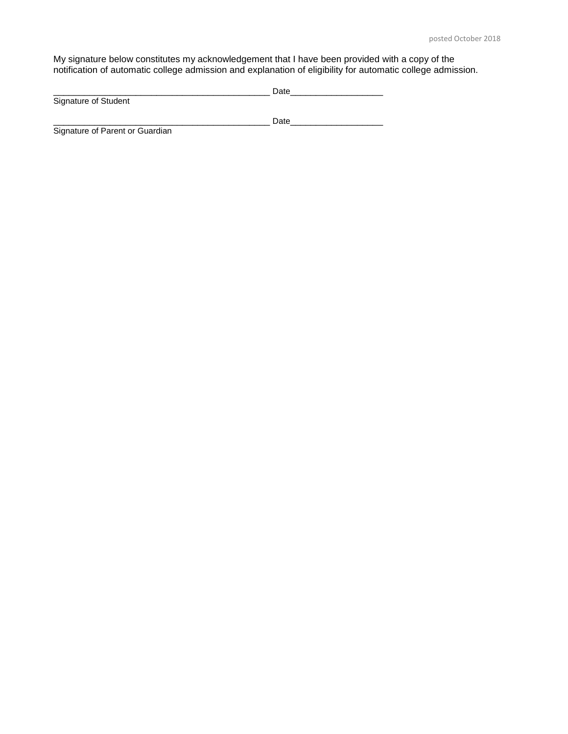My signature below constitutes my acknowledgement that I have been provided with a copy of the notification of automatic college admission and explanation of eligibility for automatic college admission.

_____________________________________________ Date___________________

Signature of Student

_____________________________________________ Date___________________

Signature of Parent or Guardian